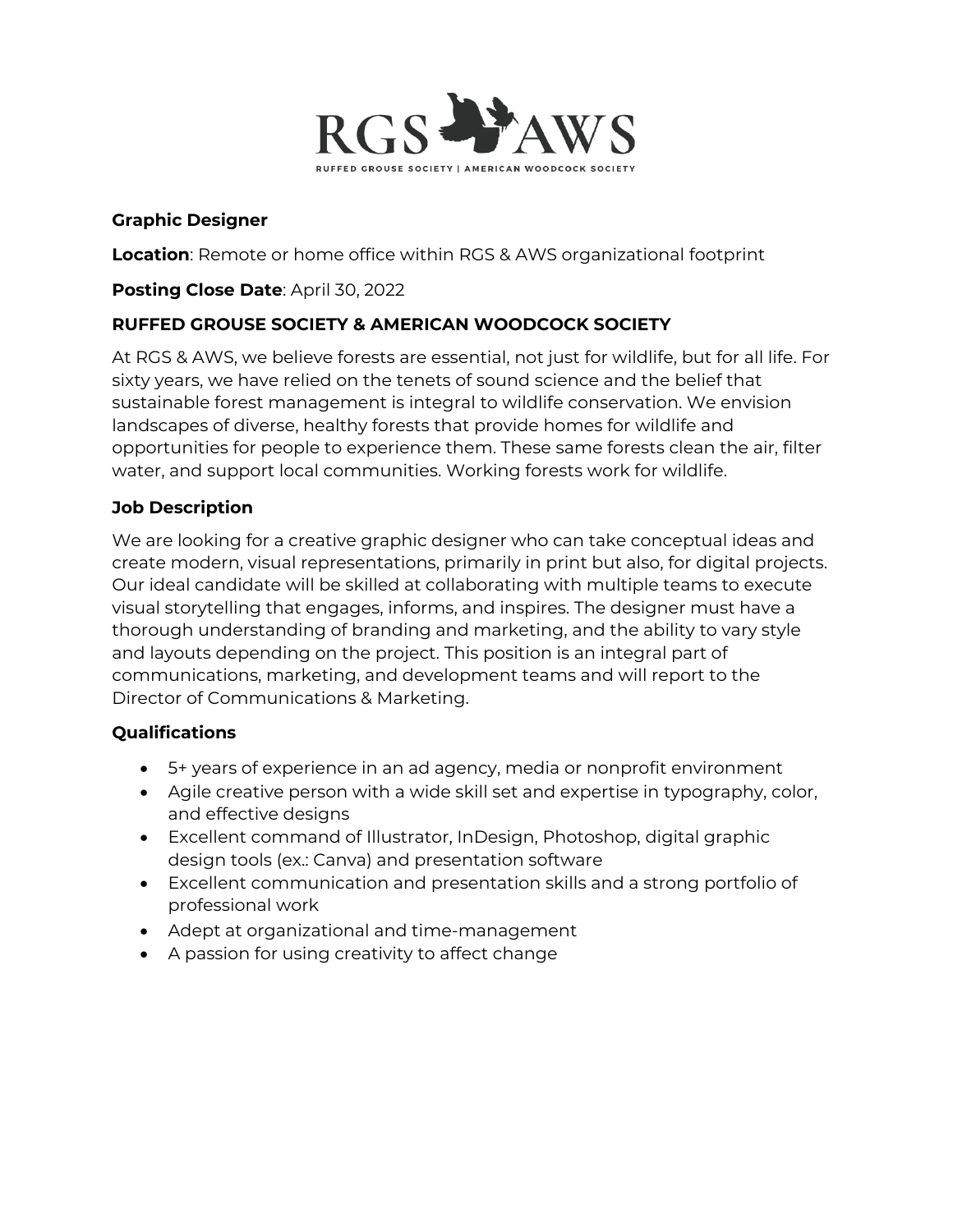RGS AWS

RUFFED GROUSE SOCIETY | AMERICAN WOODCOCK SOCIETY

**Graphic Designer**

**Location**: Remote or home office within RGS & AWS organizational footprint

**Posting Close Date**: April 30, 2022

**RUFFED GROUSE SOCIETY & AMERICAN WOODCOCK SOCIETY**

At RGS & AWS, we believe forests are essential, not just for wildlife, but for all life. For sixty years, we have relied on the tenets of sound science and the belief that sustainable forest management is integral to wildlife conservation. We envision landscapes of diverse, healthy forests that provide homes for wildlife and opportunities for people to experience them. These same forests clean the air, filter water, and support local communities. Working forests work for wildlife.

**Job Description**

We are looking for a creative graphic designer who can take conceptual ideas and create modern, visual representations, primarily in print but also, for digital projects. Our ideal candidate will be skilled at collaborating with multiple teams to execute visual storytelling that engages, informs, and inspires. The designer must have a thorough understanding of branding and marketing, and the ability to vary style and layouts depending on the project. This position is an integral part of communications, marketing, and development teams and will report to the Director of Communications & Marketing.

**Qualifications**

- 5+ years of experience in an ad agency, media or nonprofit environment
- Agile creative person with a wide skill set and expertise in typography, color, and effective designs
- Excellent command of Illustrator, InDesign, Photoshop, digital graphic design tools (ex.: Canva) and presentation software
- Excellent communication and presentation skills and a strong portfolio of professional work
- Adept at organizational and time-management
- A passion for using creativity to affect change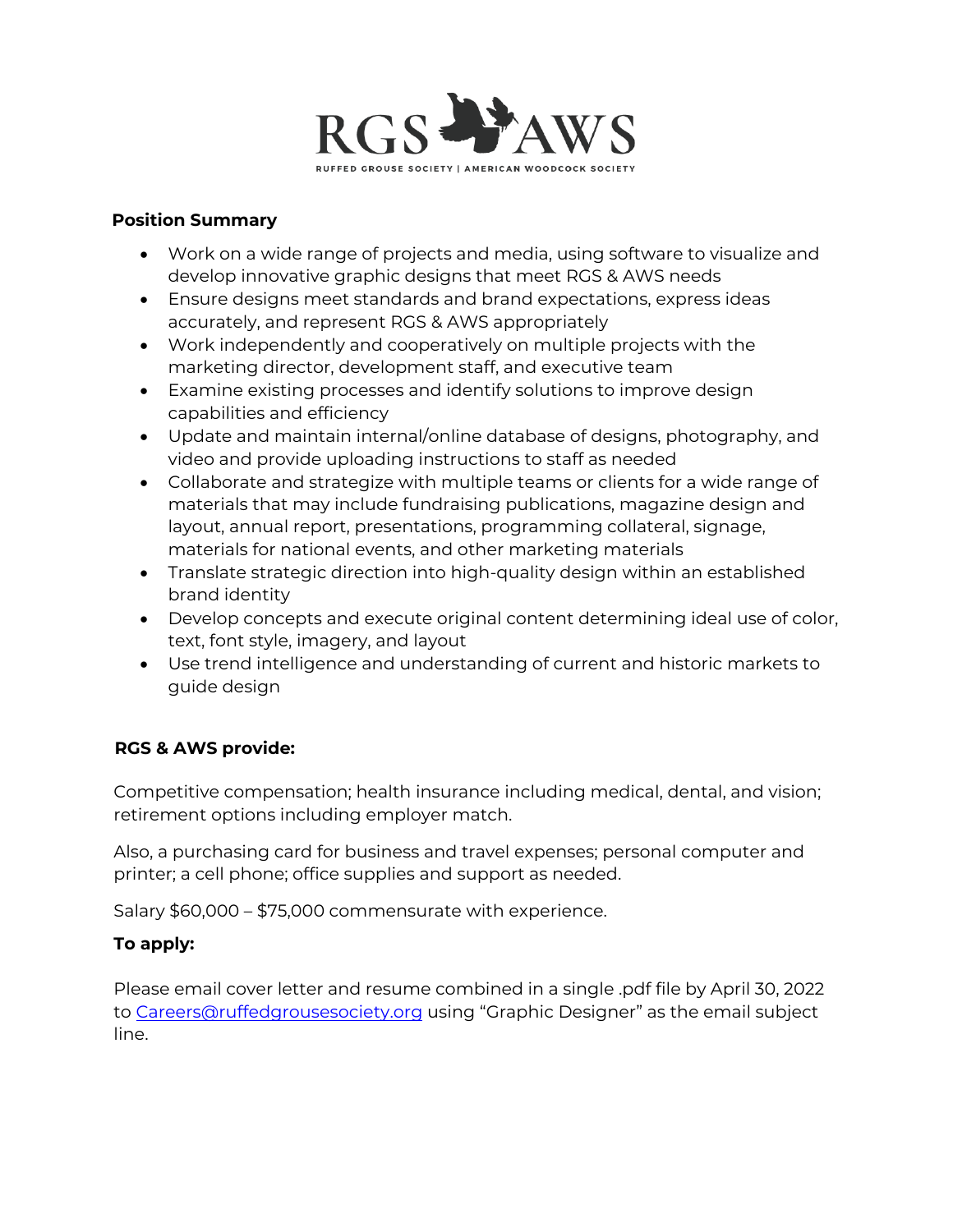RGS AWS

RUFFED GROUSE SOCIETY | AMERICAN WOODCOCK SOCIETY

**Position Summary**

- Work on a wide range of projects and media, using software to visualize and develop innovative graphic designs that meet RGS & AWS needs
- Ensure designs meet standards and brand expectations, express ideas accurately, and represent RGS & AWS appropriately
- Work independently and cooperatively on multiple projects with the marketing director, development staff, and executive team
- Examine existing processes and identify solutions to improve design capabilities and efficiency
- Update and maintain internal/online database of designs, photography, and video and provide uploading instructions to staff as needed
- Collaborate and strategize with multiple teams or clients for a wide range of materials that may include fundraising publications, magazine design and layout, annual report, presentations, programming collateral, signage, materials for national events, and other marketing materials
- Translate strategic direction into high-quality design within an established brand identity
- Develop concepts and execute original content determining ideal use of color, text, font style, imagery, and layout
- Use trend intelligence and understanding of current and historic markets to guide design

**RGS & AWS provide:**

Competitive compensation; health insurance including medical, dental, and vision; retirement options including employer match.

Also, a purchasing card for business and travel expenses; personal computer and printer; a cell phone; office supplies and support as needed.

Salary $60,000 – $75,000 commensurate with experience.

**To apply:**

Please email cover letter and resume combined in a single .pdf file by April 30, 2022 to Careers@ruffedgrousesociety.org using "Graphic Designer" as the email subject line.